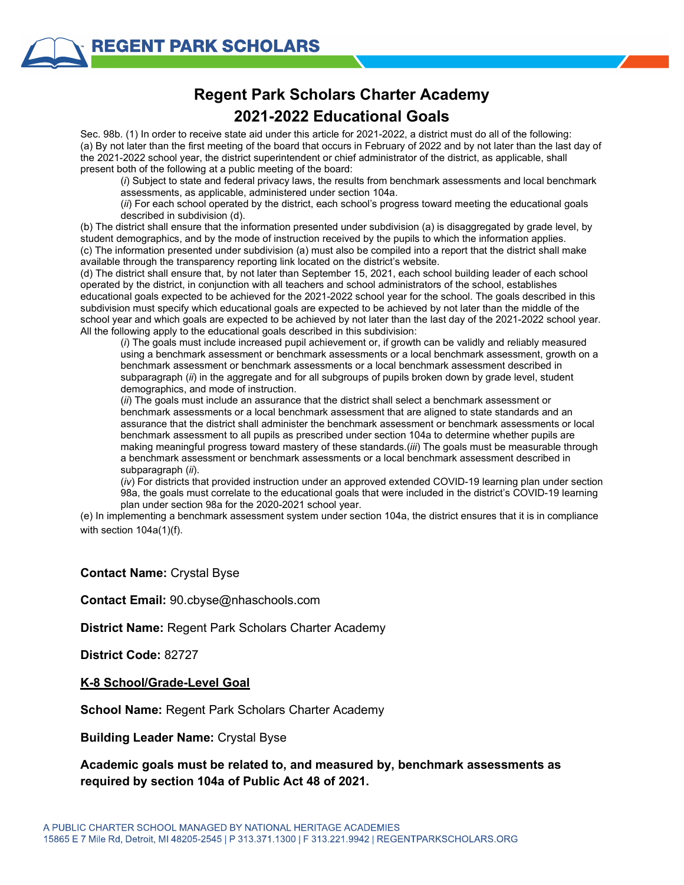# Regent Park Scholars Charter Academy
## 2021-2022 Educational Goals

Sec. 98b. (1) In order to receive state aid under this article for 2021-2022, a district must do all of the following:
(a) By not later than the first meeting of the board that occurs in February of 2022 and by not later than the last day of the 2021-2022 school year, the district superintendent or chief administrator of the district, as applicable, shall present both of the following at a public meeting of the board:

> (*i*) Subject to state and federal privacy laws, the results from benchmark assessments and local benchmark assessments, as applicable, administered under section 104a.
> (*ii*) For each school operated by the district, each school's progress toward meeting the educational goals described in subdivision (d).

(b) The district shall ensure that the information presented under subdivision (a) is disaggregated by grade level, by student demographics, and by the mode of instruction received by the pupils to which the information applies.
(c) The information presented under subdivision (a) must also be compiled into a report that the district shall make available through the transparency reporting link located on the district's website.
(d) The district shall ensure that, by not later than September 15, 2021, each school building leader of each school operated by the district, in conjunction with all teachers and school administrators of the school, establishes educational goals expected to be achieved for the 2021-2022 school year for the school. The goals described in this subdivision must specify which educational goals are expected to be achieved by not later than the middle of the school year and which goals are expected to be achieved by not later than the last day of the 2021-2022 school year. All the following apply to the educational goals described in this subdivision:

> (*i*) The goals must include increased pupil achievement or, if growth can be validly and reliably measured using a benchmark assessment or benchmark assessments or a local benchmark assessment, growth on a benchmark assessment or benchmark assessments or a local benchmark assessment described in subparagraph (*ii*) in the aggregate and for all subgroups of pupils broken down by grade level, student demographics, and mode of instruction.
> (*ii*) The goals must include an assurance that the district shall select a benchmark assessment or benchmark assessments or a local benchmark assessment that are aligned to state standards and an assurance that the district shall administer the benchmark assessment or benchmark assessments or local benchmark assessment to all pupils as prescribed under section 104a to determine whether pupils are making meaningful progress toward mastery of these standards.(*iii*) The goals must be measurable through a benchmark assessment or benchmark assessments or a local benchmark assessment described in subparagraph (*ii*).
> (*iv*) For districts that provided instruction under an approved extended COVID-19 learning plan under section 98a, the goals must correlate to the educational goals that were included in the district's COVID-19 learning plan under section 98a for the 2020-2021 school year.

(e) In implementing a benchmark assessment system under section 104a, the district ensures that it is in compliance with section 104a(1)(f).

**Contact Name:** Crystal Byse

**Contact Email:** 90.cbyse@nhaschools.com

**District Name:** Regent Park Scholars Charter Academy

**District Code:** 82727

**<u>K-8 School/Grade-Level Goal</u>**

**School Name:** Regent Park Scholars Charter Academy

**Building Leader Name:** Crystal Byse

**Academic goals must be related to, and measured by, benchmark assessments as required by section 104a of Public Act 48 of 2021.**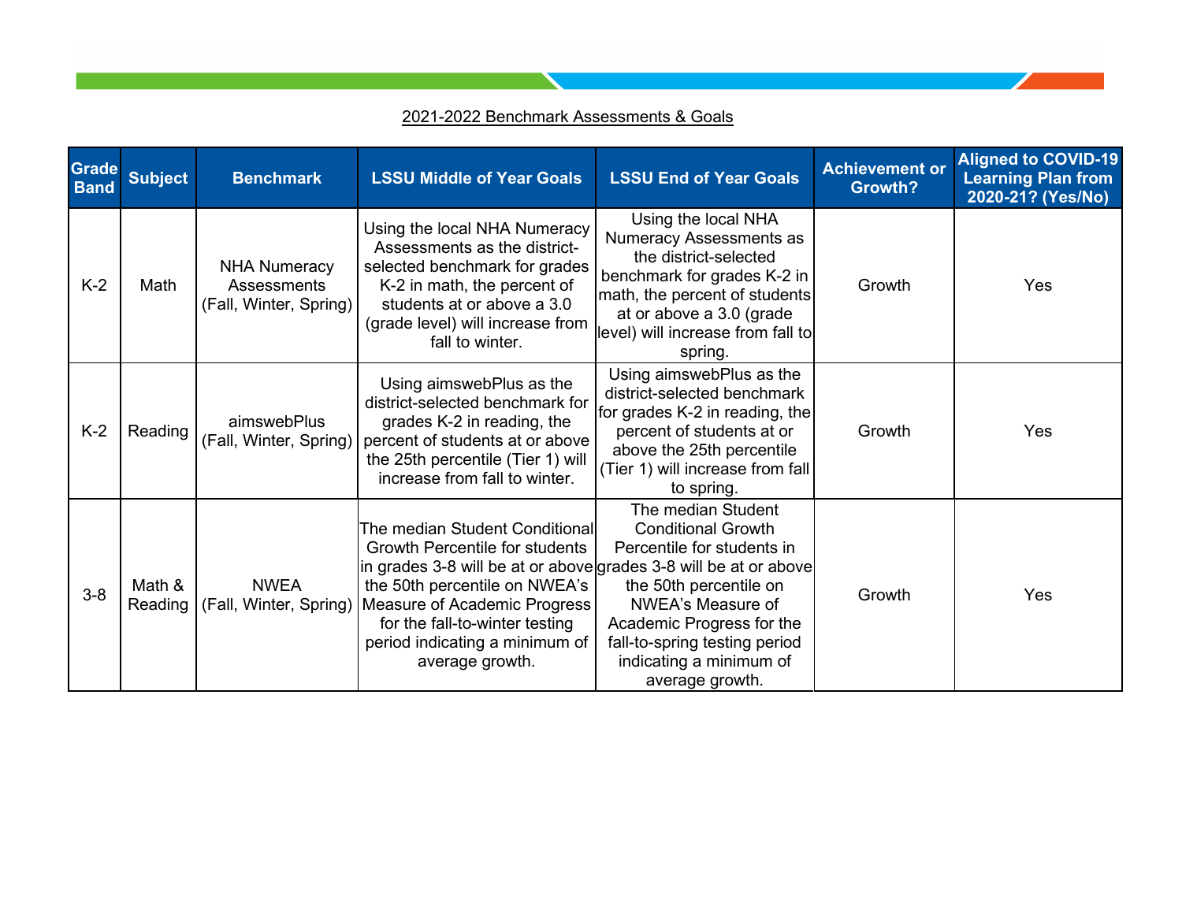2021-2022 Benchmark Assessments & Goals

| Grade Band | Subject | Benchmark | LSSU Middle of Year Goals | LSSU End of Year Goals | Achievement or Growth? | Aligned to COVID-19 Learning Plan from 2020-21? (Yes/No) |
|---|---|---|---|---|---|---|
| K-2 | Math | NHA Numeracy Assessments (Fall, Winter, Spring) | Using the local NHA Numeracy Assessments as the district-selected benchmark for grades K-2 in math, the percent of students at or above a 3.0 (grade level) will increase from fall to winter. | Using the local NHA Numeracy Assessments as the district-selected benchmark for grades K-2 in math, the percent of students at or above a 3.0 (grade level) will increase from fall to spring. | Growth | Yes |
| K-2 | Reading | aimswebPlus (Fall, Winter, Spring) | Using aimswebPlus as the district-selected benchmark for grades K-2 in reading, the percent of students at or above the 25th percentile (Tier 1) will increase from fall to winter. | Using aimswebPlus as the district-selected benchmark for grades K-2 in reading, the percent of students at or above the 25th percentile (Tier 1) will increase from fall to spring. | Growth | Yes |
| 3-8 | Math & Reading | NWEA (Fall, Winter, Spring) | The median Student Conditional Growth Percentile for students in grades 3-8 will be at or above the 50th percentile on NWEA's Measure of Academic Progress for the fall-to-winter testing period indicating a minimum of average growth. | The median Student Conditional Growth Percentile for students in grades 3-8 will be at or above the 50th percentile on NWEA's Measure of Academic Progress for the fall-to-spring testing period indicating a minimum of average growth. | Growth | Yes |